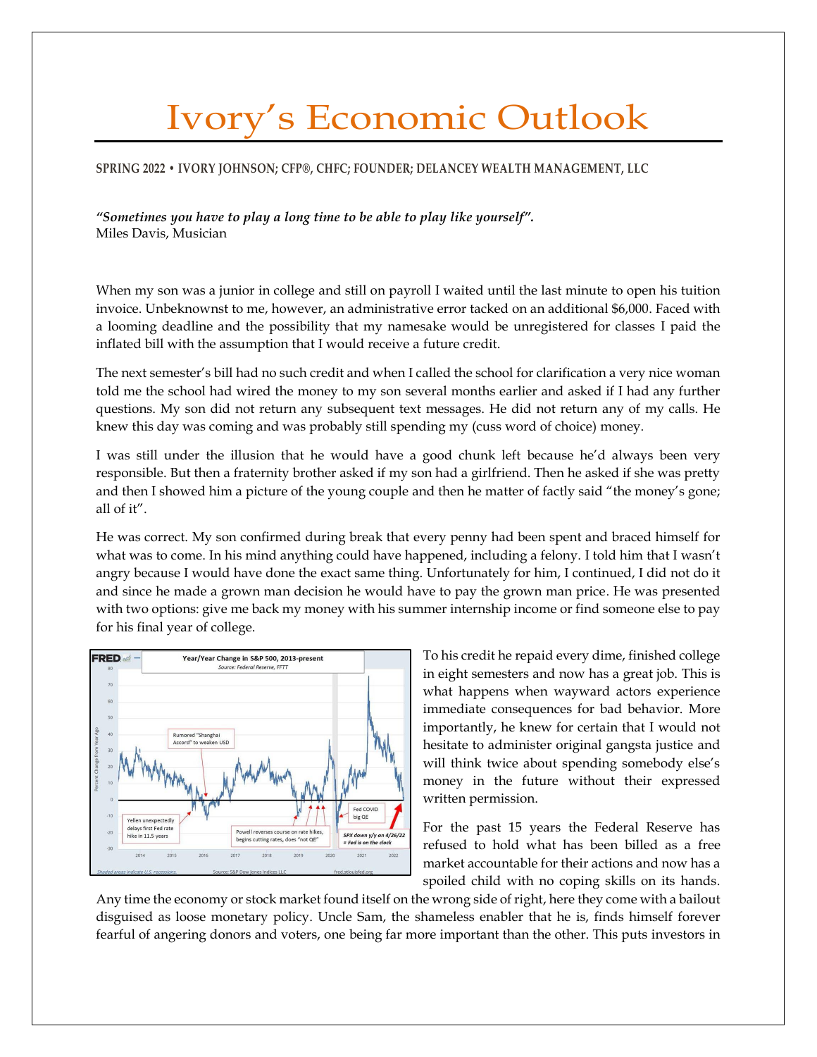# Ivory's Economic Outlook

**SPRING 2022 • IVORY JOHNSON; CFP®, CHFC; FOUNDER; DELANCEY WEALTH MANAGEMENT, LLC**

***"Sometimes you have to play a long time to be able to play like yourself".***
Miles Davis, Musician

When my son was a junior in college and still on payroll I waited until the last minute to open his tuition invoice. Unbeknownst to me, however, an administrative error tacked on an additional $6,000. Faced with a looming deadline and the possibility that my namesake would be unregistered for classes I paid the inflated bill with the assumption that I would receive a future credit.

The next semester's bill had no such credit and when I called the school for clarification a very nice woman told me the school had wired the money to my son several months earlier and asked if I had any further questions. My son did not return any subsequent text messages. He did not return any of my calls. He knew this day was coming and was probably still spending my (cuss word of choice) money.

I was still under the illusion that he would have a good chunk left because he'd always been very responsible. But then a fraternity brother asked if my son had a girlfriend. Then he asked if she was pretty and then I showed him a picture of the young couple and then he matter of factly said "the money's gone; all of it".

He was correct. My son confirmed during break that every penny had been spent and braced himself for what was to come. In his mind anything could have happened, including a felony. I told him that I wasn't angry because I would have done the exact same thing. Unfortunately for him, I continued, I did not do it and since he made a grown man decision he would have to pay the grown man price. He was presented with two options: give me back my money with his summer internship income or find someone else to pay for his final year of college.

To his credit he repaid every dime, finished college in eight semesters and now has a great job. This is what happens when wayward actors experience immediate consequences for bad behavior. More importantly, he knew for certain that I would not hesitate to administer original gangsta justice and will think twice about spending somebody else's money in the future without their expressed written permission.

For the past 15 years the Federal Reserve has refused to hold what has been billed as a free market accountable for their actions and now has a spoiled child with no coping skills on its hands. Any time the economy or stock market found itself on the wrong side of right, here they come with a bailout disguised as loose monetary policy. Uncle Sam, the shameless enabler that he is, finds himself forever fearful of angering donors and voters, one being far more important than the other. This puts investors in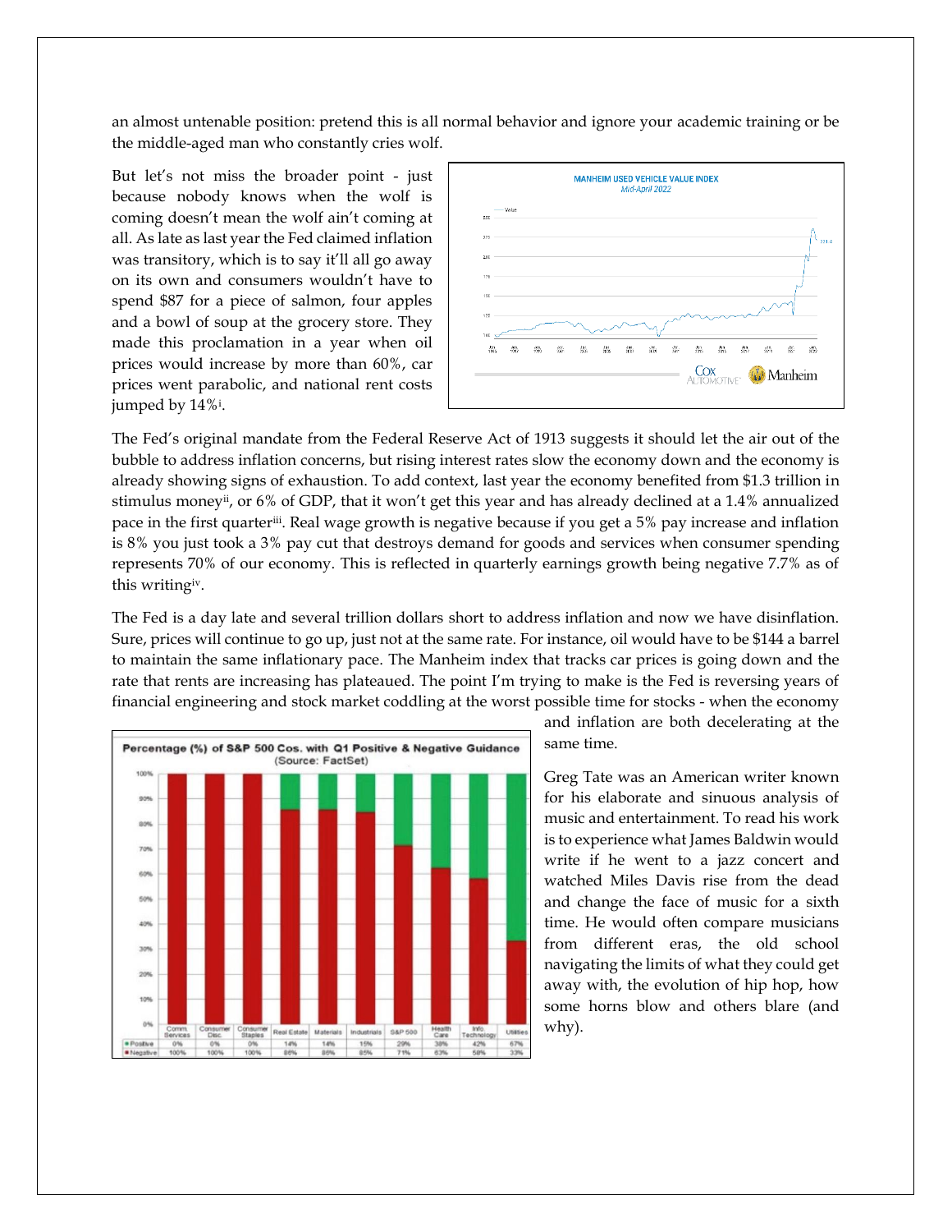an almost untenable position: pretend this is all normal behavior and ignore your academic training or be the middle-aged man who constantly cries wolf.

But let's not miss the broader point - just because nobody knows when the wolf is coming doesn't mean the wolf ain't coming at all. As late as last year the Fed claimed inflation was transitory, which is to say it'll all go away on its own and consumers wouldn't have to spend $87 for a piece of salmon, four apples and a bowl of soup at the grocery store. They made this proclamation in a year when oil prices would increase by more than 60%, car prices went parabolic, and national rent costs jumped by 14%[i].

The Fed's original mandate from the Federal Reserve Act of 1913 suggests it should let the air out of the bubble to address inflation concerns, but rising interest rates slow the economy down and the economy is already showing signs of exhaustion. To add context, last year the economy benefited from $1.3 trillion in stimulus money[ii], or 6% of GDP, that it won't get this year and has already declined at a 1.4% annualized pace in the first quarter[iii]. Real wage growth is negative because if you get a 5% pay increase and inflation is 8% you just took a 3% pay cut that destroys demand for goods and services when consumer spending represents 70% of our economy. This is reflected in quarterly earnings growth being negative 7.7% as of this writing[iv].

The Fed is a day late and several trillion dollars short to address inflation and now we have disinflation. Sure, prices will continue to go up, just not at the same rate. For instance, oil would have to be $144 a barrel to maintain the same inflationary pace. The Manheim index that tracks car prices is going down and the rate that rents are increasing has plateaued. The point I'm trying to make is the Fed is reversing years of financial engineering and stock market coddling at the worst possible time for stocks - when the economy and inflation are both decelerating at the same time.

**Percentage (%) of S&P 500 Cos. with Q1 Positive & Negative Guidance (Source: FactSet)**

| | Comm. Services | Consumer Disc. | Consumer Staples | Real Estate | Materials | Industrials | S&P 500 | Health Care | Info. Technology | Utilities |
|---|---|---|---|---|---|---|---|---|---|---|
| Positive | 0% | 0% | 0% | 14% | 14% | 15% | 29% | 38% | 42% | 67% |
| Negative | 100% | 100% | 100% | 86% | 86% | 85% | 71% | 63% | 58% | 33% |

Greg Tate was an American writer known for his elaborate and sinuous analysis of music and entertainment. To read his work is to experience what James Baldwin would write if he went to a jazz concert and watched Miles Davis rise from the dead and change the face of music for a sixth time. He would often compare musicians from different eras, the old school navigating the limits of what they could get away with, the evolution of hip hop, how some horns blow and others blare (and why).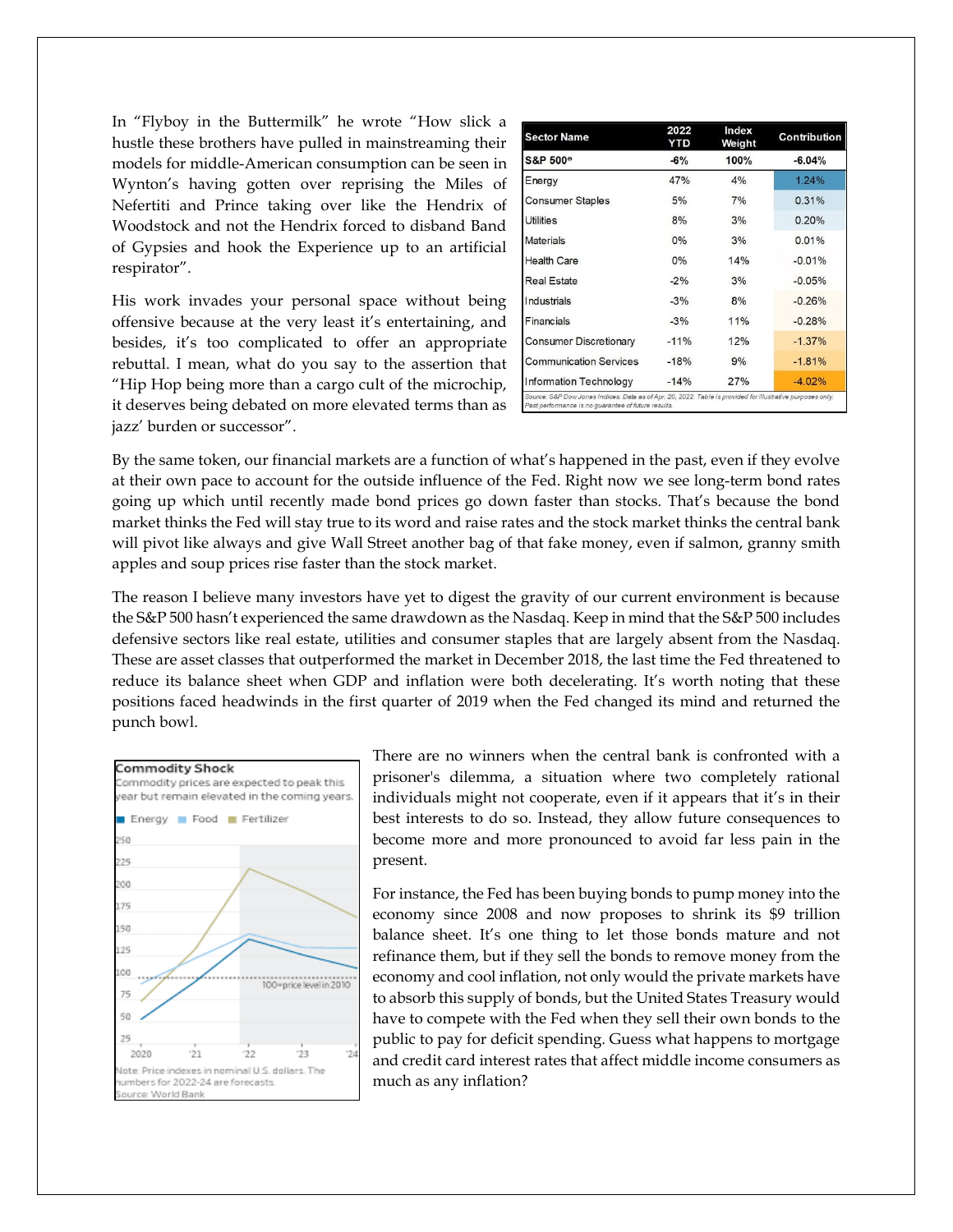In "Flyboy in the Buttermilk" he wrote "How slick a hustle these brothers have pulled in mainstreaming their models for middle-American consumption can be seen in Wynton's having gotten over reprising the Miles of Nefertiti and Prince taking over like the Hendrix of Woodstock and not the Hendrix forced to disband Band of Gypsies and hook the Experience up to an artificial respirator".

His work invades your personal space without being offensive because at the very least it's entertaining, and besides, it's too complicated to offer an appropriate rebuttal. I mean, what do you say to the assertion that "Hip Hop being more than a cargo cult of the microchip, it deserves being debated on more elevated terms than as jazz' burden or successor".

| Sector Name | 2022 YTD | Index Weight | Contribution |
|---|---|---|---|
| S&P 500® | -6% | 100% | -6.04% |
| Energy | 47% | 4% | 1.24% |
| Consumer Staples | 5% | 7% | 0.31% |
| Utilities | 8% | 3% | 0.20% |
| Materials | 0% | 3% | 0.01% |
| Health Care | 0% | 14% | -0.01% |
| Real Estate | -2% | 3% | -0.05% |
| Industrials | -3% | 8% | -0.26% |
| Financials | -3% | 11% | -0.28% |
| Consumer Discretionary | -11% | 12% | -1.37% |
| Communication Services | -18% | 9% | -1.81% |
| Information Technology | -14% | 27% | -4.02% |

Source: S&P Dow Jones Indices. Data as of Apr. 20, 2022. Table is provided for illustrative purposes only. Past performance is no guarantee of future results.

By the same token, our financial markets are a function of what's happened in the past, even if they evolve at their own pace to account for the outside influence of the Fed. Right now we see long-term bond rates going up which until recently made bond prices go down faster than stocks. That's because the bond market thinks the Fed will stay true to its word and raise rates and the stock market thinks the central bank will pivot like always and give Wall Street another bag of that fake money, even if salmon, granny smith apples and soup prices rise faster than the stock market.

The reason I believe many investors have yet to digest the gravity of our current environment is because the S&P 500 hasn't experienced the same drawdown as the Nasdaq. Keep in mind that the S&P 500 includes defensive sectors like real estate, utilities and consumer staples that are largely absent from the Nasdaq. These are asset classes that outperformed the market in December 2018, the last time the Fed threatened to reduce its balance sheet when GDP and inflation were both decelerating. It's worth noting that these positions faced headwinds in the first quarter of 2019 when the Fed changed its mind and returned the punch bowl.

**Commodity Shock**

Commodity prices are expected to peak this year but remain elevated in the coming years.

Energy · Food · Fertilizer

100=price level in 2010

Note: Price indexes in nominal U.S. dollars. The numbers for 2022-24 are forecasts.
Source: World Bank

There are no winners when the central bank is confronted with a prisoner's dilemma, a situation where two completely rational individuals might not cooperate, even if it appears that it's in their best interests to do so. Instead, they allow future consequences to become more and more pronounced to avoid far less pain in the present.

For instance, the Fed has been buying bonds to pump money into the economy since 2008 and now proposes to shrink its $9 trillion balance sheet. It's one thing to let those bonds mature and not refinance them, but if they sell the bonds to remove money from the economy and cool inflation, not only would the private markets have to absorb this supply of bonds, but the United States Treasury would have to compete with the Fed when they sell their own bonds to the public to pay for deficit spending. Guess what happens to mortgage and credit card interest rates that affect middle income consumers as much as any inflation?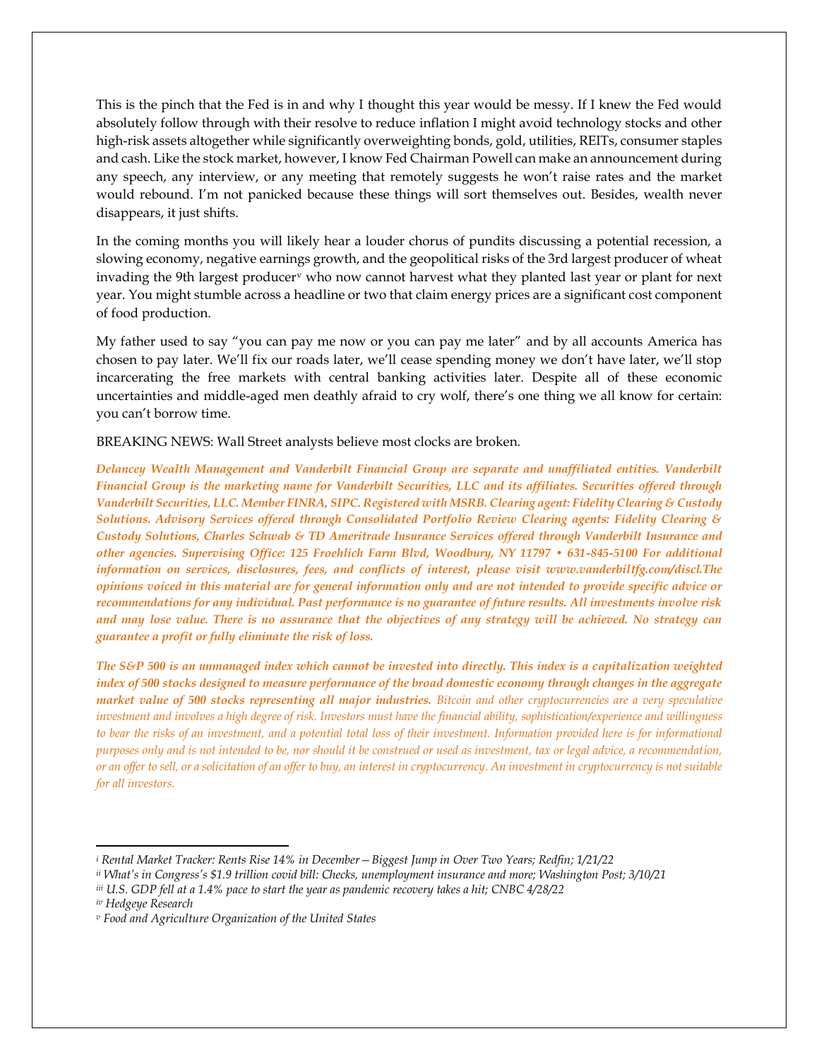This is the pinch that the Fed is in and why I thought this year would be messy. If I knew the Fed would absolutely follow through with their resolve to reduce inflation I might avoid technology stocks and other high-risk assets altogether while significantly overweighting bonds, gold, utilities, REITs, consumer staples and cash. Like the stock market, however, I know Fed Chairman Powell can make an announcement during any speech, any interview, or any meeting that remotely suggests he won't raise rates and the market would rebound. I'm not panicked because these things will sort themselves out. Besides, wealth never disappears, it just shifts.

In the coming months you will likely hear a louder chorus of pundits discussing a potential recession, a slowing economy, negative earnings growth, and the geopolitical risks of the 3rd largest producer of wheat invading the 9th largest producer[v] who now cannot harvest what they planted last year or plant for next year. You might stumble across a headline or two that claim energy prices are a significant cost component of food production.

My father used to say "you can pay me now or you can pay me later" and by all accounts America has chosen to pay later. We'll fix our roads later, we'll cease spending money we don't have later, we'll stop incarcerating the free markets with central banking activities later. Despite all of these economic uncertainties and middle-aged men deathly afraid to cry wolf, there's one thing we all know for certain: you can't borrow time.

BREAKING NEWS: Wall Street analysts believe most clocks are broken.

***Delancey Wealth Management and Vanderbilt Financial Group are separate and unaffiliated entities. Vanderbilt Financial Group is the marketing name for Vanderbilt Securities, LLC and its affiliates. Securities offered through Vanderbilt Securities, LLC. Member FINRA, SIPC. Registered with MSRB. Clearing agent: Fidelity Clearing & Custody Solutions. Advisory Services offered through Consolidated Portfolio Review Clearing agents: Fidelity Clearing & Custody Solutions, Charles Schwab & TD Ameritrade Insurance Services offered through Vanderbilt Insurance and other agencies. Supervising Office: 125 Froehlich Farm Blvd, Woodbury, NY 11797 • 631-845-5100 For additional information on services, disclosures, fees, and conflicts of interest, please visit www.vanderbiltfg.com/discl.The opinions voiced in this material are for general information only and are not intended to provide specific advice or recommendations for any individual. Past performance is no guarantee of future results. All investments involve risk and may lose value. There is no assurance that the objectives of any strategy will be achieved. No strategy can guarantee a profit or fully eliminate the risk of loss.***

***The S&P 500 is an unmanaged index which cannot be invested into directly. This index is a capitalization weighted index of 500 stocks designed to measure performance of the broad domestic economy through changes in the aggregate market value of 500 stocks representing all major industries.*** *Bitcoin and other cryptocurrencies are a very speculative investment and involves a high degree of risk. Investors must have the financial ability, sophistication/experience and willingness to bear the risks of an investment, and a potential total loss of their investment. Information provided here is for informational purposes only and is not intended to be, nor should it be construed or used as investment, tax or legal advice, a recommendation, or an offer to sell, or a solicitation of an offer to buy, an interest in cryptocurrency. An investment in cryptocurrency is not suitable for all investors.*

---

[i] *Rental Market Tracker: Rents Rise 14% in December—Biggest Jump in Over Two Years; Redfin; 1/21/22*
[ii] *What's in Congress's $1.9 trillion covid bill: Checks, unemployment insurance and more; Washington Post; 3/10/21*
[iii] *U.S. GDP fell at a 1.4% pace to start the year as pandemic recovery takes a hit; CNBC 4/28/22*
[iv] *Hedgeye Research*
[v] *Food and Agriculture Organization of the United States*